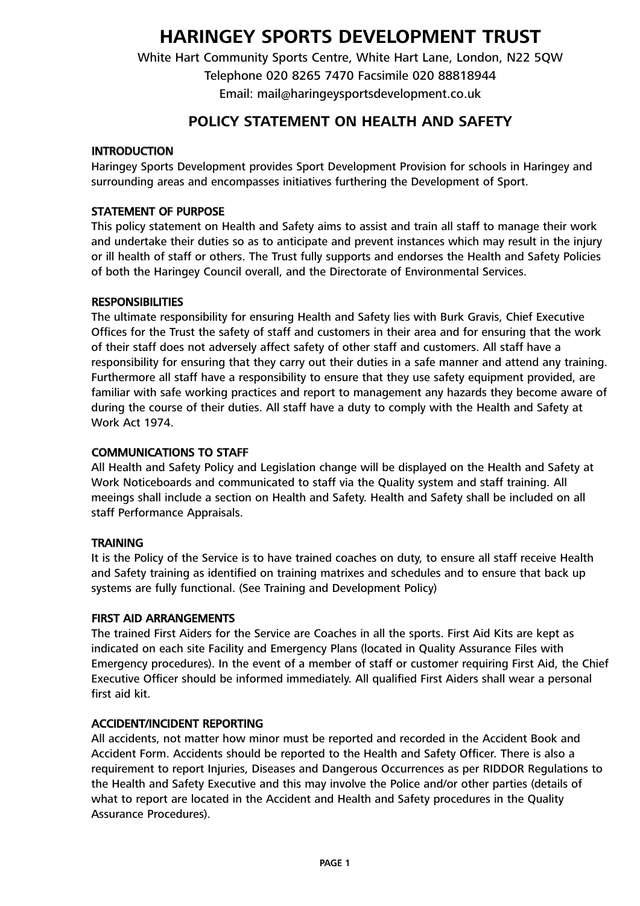# HARINGEY SPORTS DEVELOPMENT TRUST

White Hart Community Sports Centre, White Hart Lane, London, N22 5QW
Telephone 020 8265 7470 Facsimile 020 88818944
Email: mail@haringeysportsdevelopment.co.uk

## POLICY STATEMENT ON HEALTH AND SAFETY

### INTRODUCTION

Haringey Sports Development provides Sport Development Provision for schools in Haringey and surrounding areas and encompasses initiatives furthering the Development of Sport.

### STATEMENT OF PURPOSE

This policy statement on Health and Safety aims to assist and train all staff to manage their work and undertake their duties so as to anticipate and prevent instances which may result in the injury or ill health of staff or others. The Trust fully supports and endorses the Health and Safety Policies of both the Haringey Council overall, and the Directorate of Environmental Services.

### RESPONSIBILITIES

The ultimate responsibility for ensuring Health and Safety lies with Burk Gravis, Chief Executive Offices for the Trust the safety of staff and customers in their area and for ensuring that the work of their staff does not adversely affect safety of other staff and customers. All staff have a responsibility for ensuring that they carry out their duties in a safe manner and attend any training. Furthermore all staff have a responsibility to ensure that they use safety equipment provided, are familiar with safe working practices and report to management any hazards they become aware of during the course of their duties. All staff have a duty to comply with the Health and Safety at Work Act 1974.

### COMMUNICATIONS TO STAFF

All Health and Safety Policy and Legislation change will be displayed on the Health and Safety at Work Noticeboards and communicated to staff via the Quality system and staff training. All meeings shall include a section on Health and Safety. Health and Safety shall be included on all staff Performance Appraisals.

### TRAINING

It is the Policy of the Service is to have trained coaches on duty, to ensure all staff receive Health and Safety training as identified on training matrixes and schedules and to ensure that back up systems are fully functional. (See Training and Development Policy)

### FIRST AID ARRANGEMENTS

The trained First Aiders for the Service are Coaches in all the sports. First Aid Kits are kept as indicated on each site Facility and Emergency Plans (located in Quality Assurance Files with Emergency procedures). In the event of a member of staff or customer requiring First Aid, the Chief Executive Officer should be informed immediately. All qualified First Aiders shall wear a personal first aid kit.

### ACCIDENT/INCIDENT REPORTING

All accidents, not matter how minor must be reported and recorded in the Accident Book and Accident Form. Accidents should be reported to the Health and Safety Officer. There is also a requirement to report Injuries, Diseases and Dangerous Occurrences as per RIDDOR Regulations to the Health and Safety Executive and this may involve the Police and/or other parties (details of what to report are located in the Accident and Health and Safety procedures in the Quality Assurance Procedures).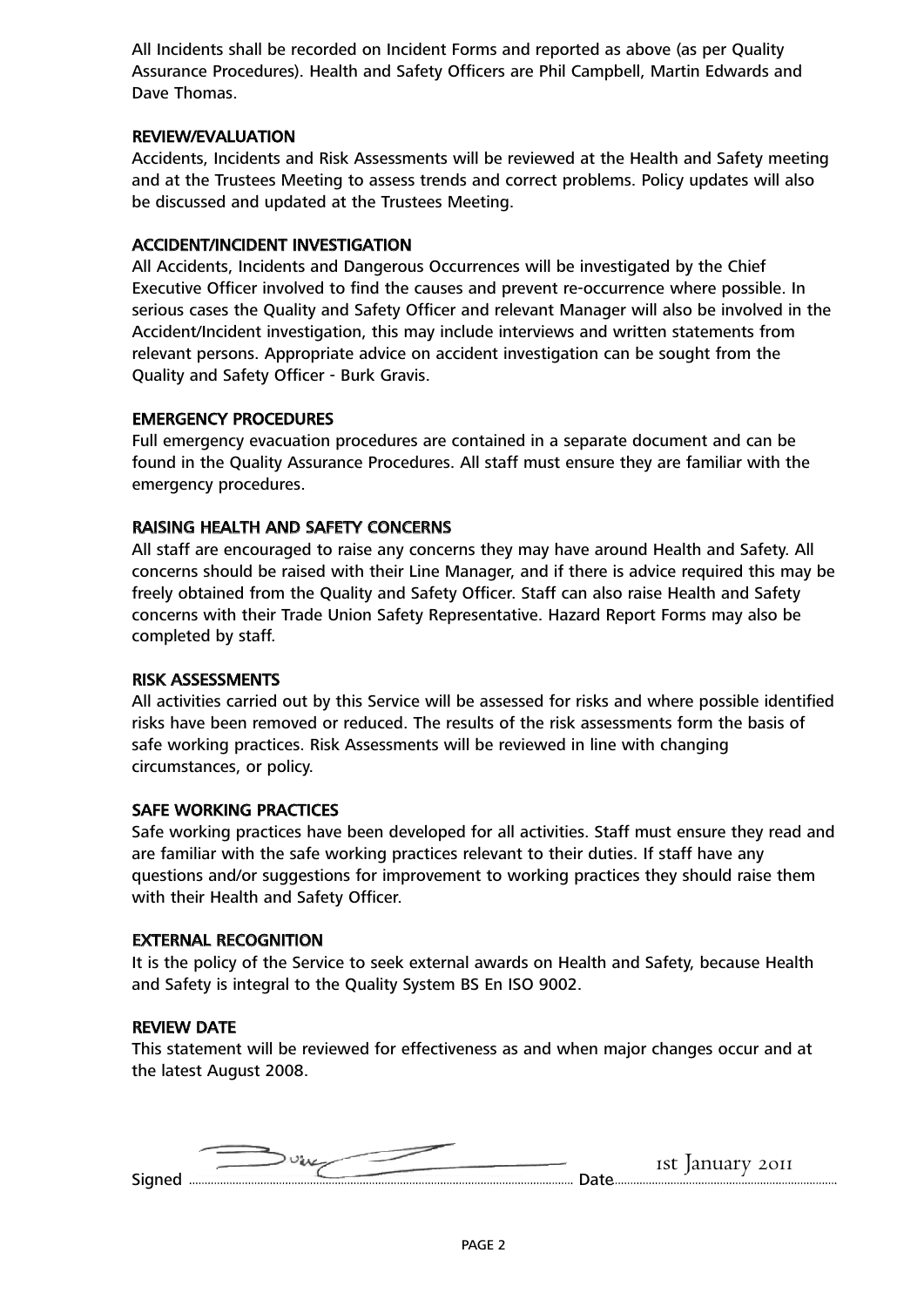All Incidents shall be recorded on Incident Forms and reported as above (as per Quality Assurance Procedures). Health and Safety Officers are Phil Campbell, Martin Edwards and Dave Thomas.

## REVIEW/EVALUATION

Accidents, Incidents and Risk Assessments will be reviewed at the Health and Safety meeting and at the Trustees Meeting to assess trends and correct problems. Policy updates will also be discussed and updated at the Trustees Meeting.

## ACCIDENT/INCIDENT INVESTIGATION

All Accidents, Incidents and Dangerous Occurrences will be investigated by the Chief Executive Officer involved to find the causes and prevent re-occurrence where possible. In serious cases the Quality and Safety Officer and relevant Manager will also be involved in the Accident/Incident investigation, this may include interviews and written statements from relevant persons. Appropriate advice on accident investigation can be sought from the Quality and Safety Officer - Burk Gravis.

## EMERGENCY PROCEDURES

Full emergency evacuation procedures are contained in a separate document and can be found in the Quality Assurance Procedures. All staff must ensure they are familiar with the emergency procedures.

## RAISING HEALTH AND SAFETY CONCERNS

All staff are encouraged to raise any concerns they may have around Health and Safety. All concerns should be raised with their Line Manager, and if there is advice required this may be freely obtained from the Quality and Safety Officer. Staff can also raise Health and Safety concerns with their Trade Union Safety Representative. Hazard Report Forms may also be completed by staff.

## RISK ASSESSMENTS

All activities carried out by this Service will be assessed for risks and where possible identified risks have been removed or reduced. The results of the risk assessments form the basis of safe working practices. Risk Assessments will be reviewed in line with changing circumstances, or policy.

## SAFE WORKING PRACTICES

Safe working practices have been developed for all activities. Staff must ensure they read and are familiar with the safe working practices relevant to their duties. If staff have any questions and/or suggestions for improvement to working practices they should raise them with their Health and Safety Officer.

## EXTERNAL RECOGNITION

It is the policy of the Service to seek external awards on Health and Safety, because Health and Safety is integral to the Quality System BS En ISO 9002.

## REVIEW DATE

This statement will be reviewed for effectiveness as and when major changes occur and at the latest August 2008.

Signed ............................................ Date 1st January 2011